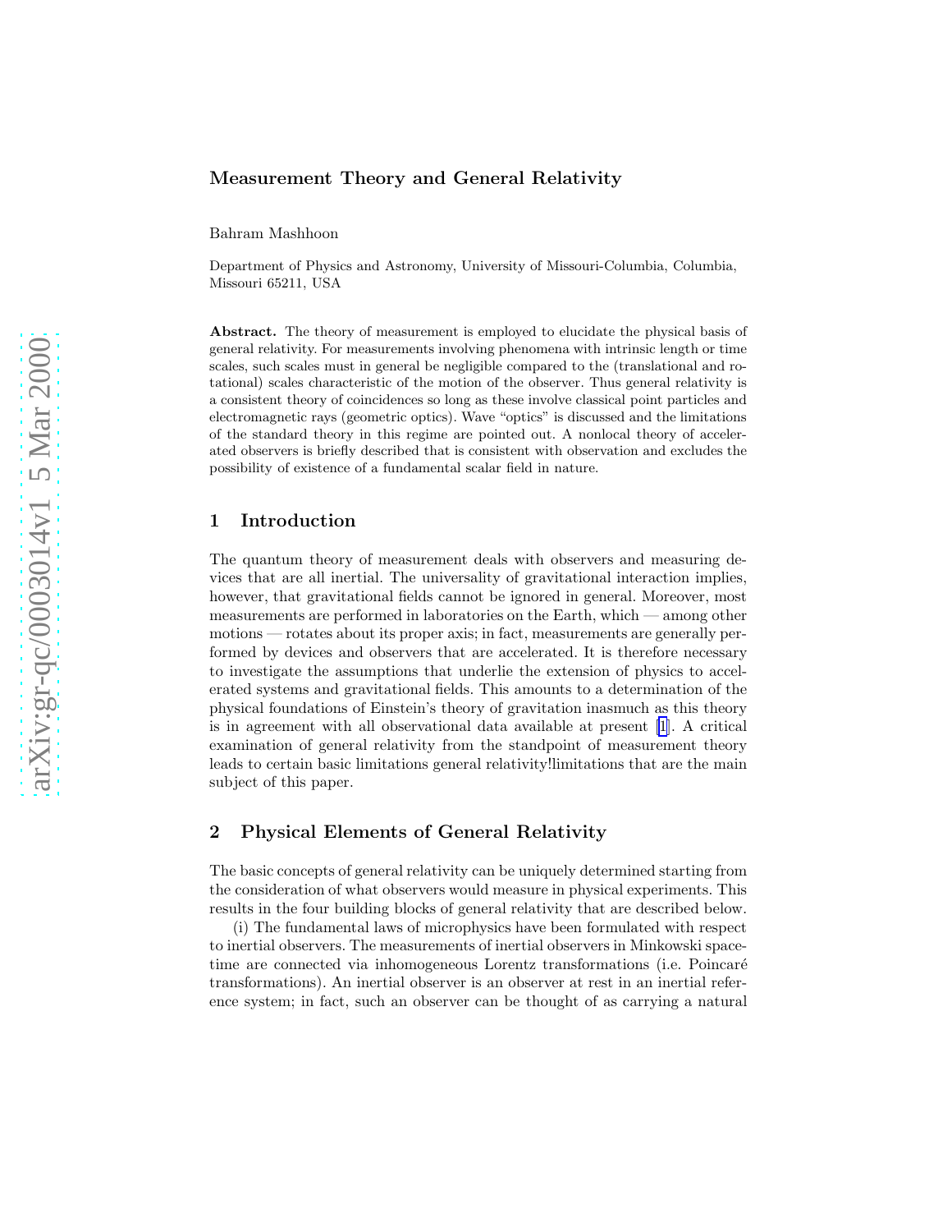# Measurement Theory and General Relativity

Bahram Mashhoon

Department of Physics and Astronomy, University of Missouri-Columbia, Columbia, Missouri 65211, USA

**Abstract.** The theory of measurement is employed to elucidate the physical basis of general relativity. For measurements involving phenomena with intrinsic length or time scales, such scales must in general be negligible compared to the (translational and rotational) scales characteristic of the motion of the observer. Thus general relativity is a consistent theory of coincidences so long as these involve classical point particles and electromagnetic rays (geometric optics). Wave "optics" is discussed and the limitations of the standard theory in this regime are pointed out. A nonlocal theory of accelerated observers is briefly described that is consistent with observation and excludes the possibility of existence of a fundamental scalar field in nature.

## 1 Introduction

The quantum theory of measurement deals with observers and measuring devices that are all inertial. The universality of gravitational interaction implies, however, that gravitational fields cannot be ignored in general. Moreover, most measurements are performed in laboratories on the Earth, which — among other motions — rotates about its proper axis; in fact, measurements are generally performed by devices and observers that are accelerated. It is therefore necessary to investigate the assumptions that underlie the extension of physics to accelerated systems and gravitational fields. This amounts to a determination of the physical foundations of Einstein's theory of gravitation inasmuch as this theory is in agreement with all observational data available at present [1]. A critical examination of general relativity from the standpoint of measurement theory leads to certain basic limitations general relativity!limitations that are the main subject of this paper.

## 2 Physical Elements of General Relativity

The basic concepts of general relativity can be uniquely determined starting from the consideration of what observers would measure in physical experiments. This results in the four building blocks of general relativity that are described below.

(i) The fundamental laws of microphysics have been formulated with respect to inertial observers. The measurements of inertial observers in Minkowski spacetime are connected via inhomogeneous Lorentz transformations (i.e. Poincaré transformations). An inertial observer is an observer at rest in an inertial reference system; in fact, such an observer can be thought of as carrying a natural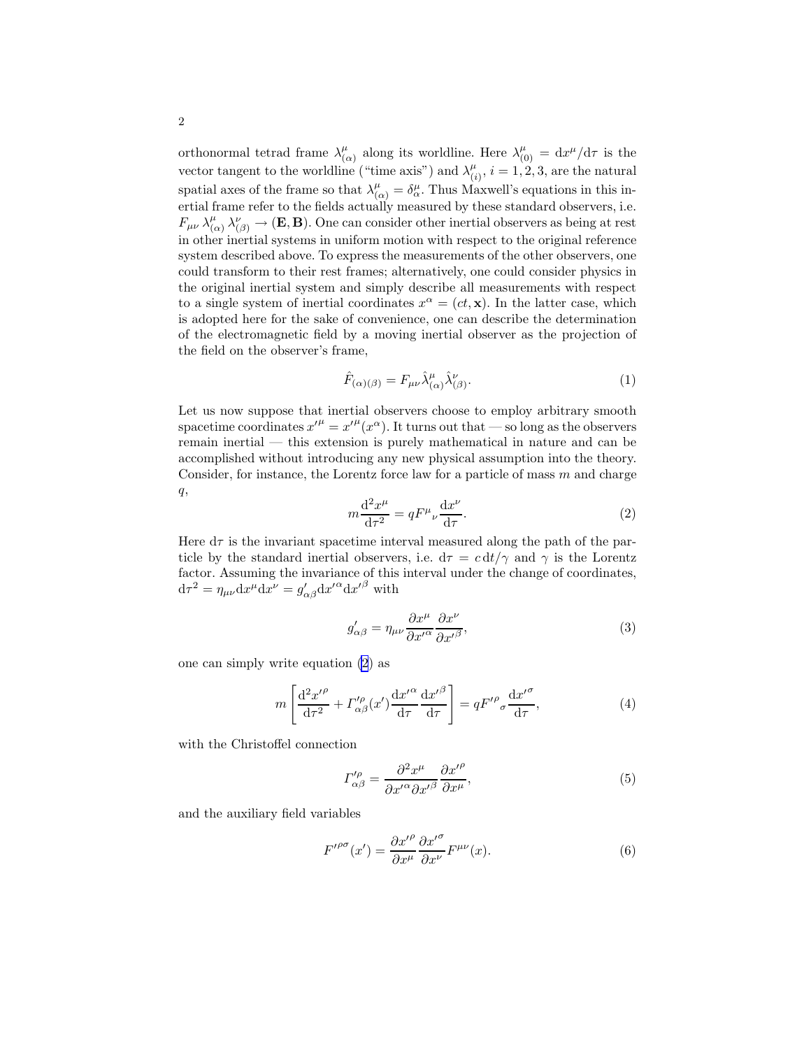orthonormal tetrad frame $\lambda^{\mu}_{(\alpha)}$ along its worldline. Here $\lambda^{\mu}_{(0)} = \mathrm{d}x^{\mu}/\mathrm{d}\tau$ is the vector tangent to the worldline ("time axis") and $\lambda^{\mu}_{(i)}$, $i = 1, 2, 3$, are the natural spatial axes of the frame so that $\lambda^{\mu}_{(\alpha)} = \delta^{\mu}_{\alpha}$. Thus Maxwell's equations in this inertial frame refer to the fields actually measured by these standard observers, i.e. $F_{\mu\nu}\,\lambda^{\mu}_{(\alpha)}\,\lambda^{\nu}_{(\beta)} \rightarrow (\mathbf{E}, \mathbf{B})$. One can consider other inertial observers as being at rest in other inertial systems in uniform motion with respect to the original reference system described above. To express the measurements of the other observers, one could transform to their rest frames; alternatively, one could consider physics in the original inertial system and simply describe all measurements with respect to a single system of inertial coordinates $x^{\alpha} = (ct, \mathbf{x})$. In the latter case, which is adopted here for the sake of convenience, one can describe the determination of the electromagnetic field by a moving inertial observer as the projection of the field on the observer's frame,

$$\hat{F}_{(\alpha)(\beta)} = F_{\mu\nu}\hat{\lambda}^{\mu}_{(\alpha)}\hat{\lambda}^{\nu}_{(\beta)}. \tag{1}$$

Let us now suppose that inertial observers choose to employ arbitrary smooth spacetime coordinates $x'^{\mu} = x'^{\mu}(x^{\alpha})$. It turns out that — so long as the observers remain inertial — this extension is purely mathematical in nature and can be accomplished without introducing any new physical assumption into the theory. Consider, for instance, the Lorentz force law for a particle of mass $m$ and charge $q$,

$$m\frac{\mathrm{d}^2 x^{\mu}}{\mathrm{d}\tau^2} = qF^{\mu}{}_{\nu}\frac{\mathrm{d}x^{\nu}}{\mathrm{d}\tau}. \tag{2}$$

Here $\mathrm{d}\tau$ is the invariant spacetime interval measured along the path of the particle by the standard inertial observers, i.e. $\mathrm{d}\tau = c\,\mathrm{d}t/\gamma$ and $\gamma$ is the Lorentz factor. Assuming the invariance of this interval under the change of coordinates, $\mathrm{d}\tau^2 = \eta_{\mu\nu}\mathrm{d}x^{\mu}\mathrm{d}x^{\nu} = g'_{\alpha\beta}\mathrm{d}x'^{\alpha}\mathrm{d}x'^{\beta}$ with

$$g'_{\alpha\beta} = \eta_{\mu\nu}\frac{\partial x^{\mu}}{\partial x'^{\alpha}}\frac{\partial x^{\nu}}{\partial x'^{\beta}}, \tag{3}$$

one can simply write equation (2) as

$$m\left[\frac{\mathrm{d}^2 x'^{\rho}}{\mathrm{d}\tau^2} + \Gamma'^{\rho}_{\alpha\beta}(x')\frac{\mathrm{d}x'^{\alpha}}{\mathrm{d}\tau}\frac{\mathrm{d}x'^{\beta}}{\mathrm{d}\tau}\right] = qF'^{\rho}{}_{\sigma}\frac{\mathrm{d}x'^{\sigma}}{\mathrm{d}\tau}, \tag{4}$$

with the Christoffel connection

$$\Gamma'^{\rho}_{\alpha\beta} = \frac{\partial^2 x^{\mu}}{\partial x'^{\alpha}\partial x'^{\beta}}\frac{\partial x'^{\rho}}{\partial x^{\mu}}, \tag{5}$$

and the auxiliary field variables

$$F'^{\rho\sigma}(x') = \frac{\partial x'^{\rho}}{\partial x^{\mu}}\frac{\partial x'^{\sigma}}{\partial x^{\nu}}F^{\mu\nu}(x). \tag{6}$$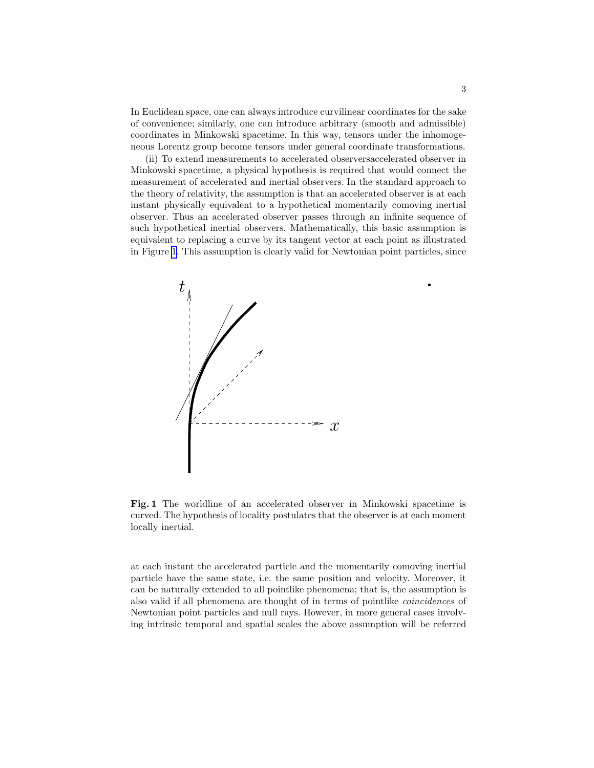In Euclidean space, one can always introduce curvilinear coordinates for the sake of convenience; similarly, one can introduce arbitrary (smooth and admissible) coordinates in Minkowski spacetime. In this way, tensors under the inhomogeneous Lorentz group become tensors under general coordinate transformations.

(ii) To extend measurements to accelerated observersaccelerated observer in Minkowski spacetime, a physical hypothesis is required that would connect the measurement of accelerated and inertial observers. In the standard approach to the theory of relativity, the assumption is that an accelerated observer is at each instant physically equivalent to a hypothetical momentarily comoving inertial observer. Thus an accelerated observer passes through an infinite sequence of such hypothetical inertial observers. Mathematically, this basic assumption is equivalent to replacing a curve by its tangent vector at each point as illustrated in Figure 1. This assumption is clearly valid for Newtonian point particles, since

**Fig. 1** The worldline of an accelerated observer in Minkowski spacetime is curved. The hypothesis of locality postulates that the observer is at each moment locally inertial.

at each instant the accelerated particle and the momentarily comoving inertial particle have the same state, i.e. the same position and velocity. Moreover, it can be naturally extended to all pointlike phenomena; that is, the assumption is also valid if all phenomena are thought of in terms of pointlike *coincidences* of Newtonian point particles and null rays. However, in more general cases involving intrinsic temporal and spatial scales the above assumption will be referred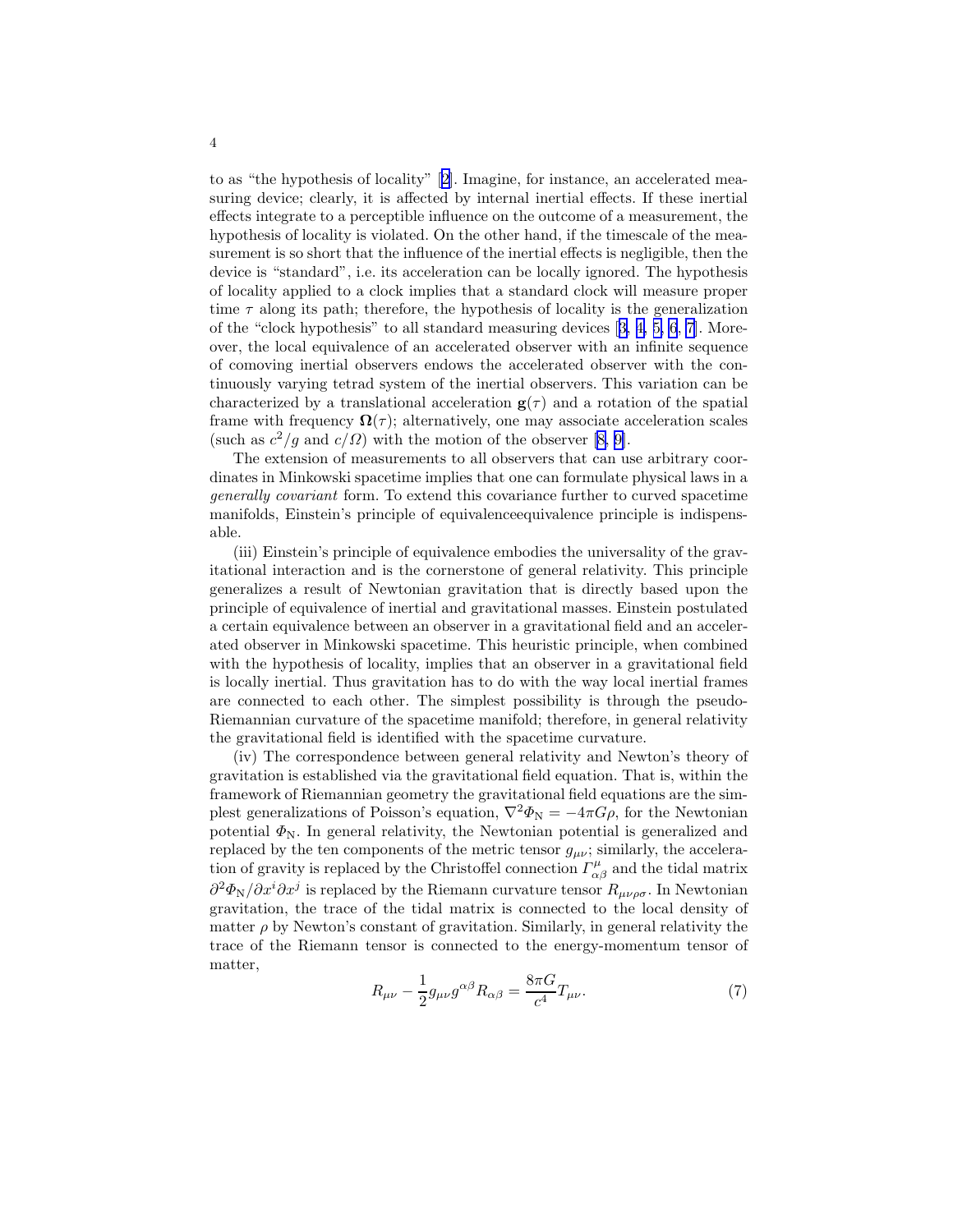to as "the hypothesis of locality" [2]. Imagine, for instance, an accelerated measuring device; clearly, it is affected by internal inertial effects. If these inertial effects integrate to a perceptible influence on the outcome of a measurement, the hypothesis of locality is violated. On the other hand, if the timescale of the measurement is so short that the influence of the inertial effects is negligible, then the device is "standard", i.e. its acceleration can be locally ignored. The hypothesis of locality applied to a clock implies that a standard clock will measure proper time $\tau$ along its path; therefore, the hypothesis of locality is the generalization of the "clock hypothesis" to all standard measuring devices [3, 4, 5, 6, 7]. Moreover, the local equivalence of an accelerated observer with an infinite sequence of comoving inertial observers endows the accelerated observer with the continuously varying tetrad system of the inertial observers. This variation can be characterized by a translational acceleration $\mathbf{g}(\tau)$ and a rotation of the spatial frame with frequency $\mathbf{\Omega}(\tau)$; alternatively, one may associate acceleration scales (such as $c^2/g$ and $c/\Omega$) with the motion of the observer [8, 9].

The extension of measurements to all observers that can use arbitrary coordinates in Minkowski spacetime implies that one can formulate physical laws in a *generally covariant* form. To extend this covariance further to curved spacetime manifolds, Einstein's principle of equivalenceequivalence principle is indispensable.

(iii) Einstein's principle of equivalence embodies the universality of the gravitational interaction and is the cornerstone of general relativity. This principle generalizes a result of Newtonian gravitation that is directly based upon the principle of equivalence of inertial and gravitational masses. Einstein postulated a certain equivalence between an observer in a gravitational field and an accelerated observer in Minkowski spacetime. This heuristic principle, when combined with the hypothesis of locality, implies that an observer in a gravitational field is locally inertial. Thus gravitation has to do with the way local inertial frames are connected to each other. The simplest possibility is through the pseudo-Riemannian curvature of the spacetime manifold; therefore, in general relativity the gravitational field is identified with the spacetime curvature.

(iv) The correspondence between general relativity and Newton's theory of gravitation is established via the gravitational field equation. That is, within the framework of Riemannian geometry the gravitational field equations are the simplest generalizations of Poisson's equation, $\nabla^2 \Phi_{\mathrm{N}} = -4\pi G\rho$, for the Newtonian potential $\Phi_{\mathrm{N}}$. In general relativity, the Newtonian potential is generalized and replaced by the ten components of the metric tensor $g_{\mu\nu}$; similarly, the acceleration of gravity is replaced by the Christoffel connection $\Gamma^{\mu}_{\alpha\beta}$ and the tidal matrix $\partial^2 \Phi_{\mathrm{N}}/\partial x^i \partial x^j$ is replaced by the Riemann curvature tensor $R_{\mu\nu\rho\sigma}$. In Newtonian gravitation, the trace of the tidal matrix is connected to the local density of matter $\rho$ by Newton's constant of gravitation. Similarly, in general relativity the trace of the Riemann tensor is connected to the energy-momentum tensor of matter,

$$R_{\mu\nu} - \frac{1}{2} g_{\mu\nu} g^{\alpha\beta} R_{\alpha\beta} = \frac{8\pi G}{c^4} T_{\mu\nu}. \tag{7}$$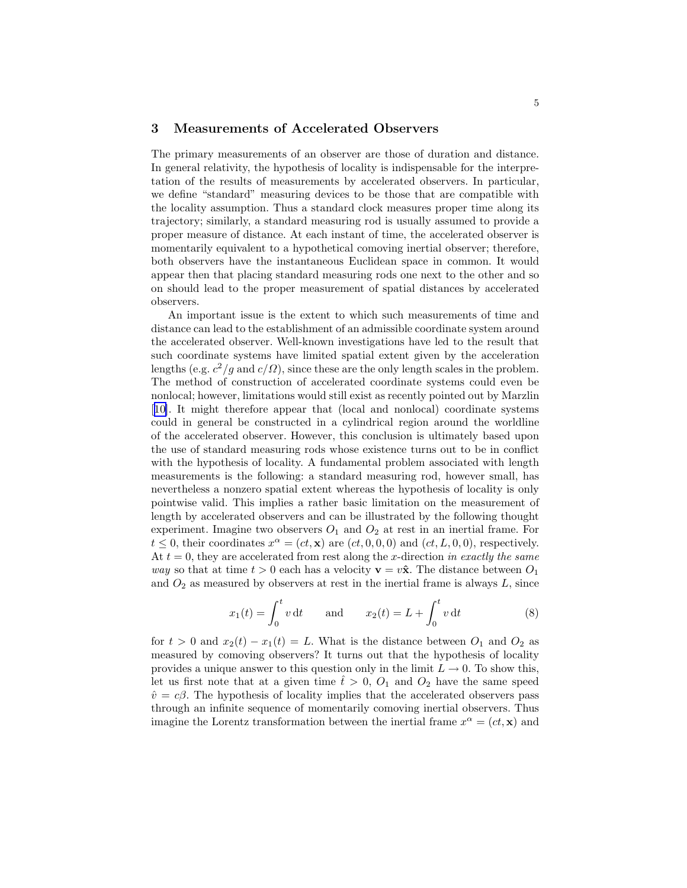## 3 Measurements of Accelerated Observers

The primary measurements of an observer are those of duration and distance. In general relativity, the hypothesis of locality is indispensable for the interpretation of the results of measurements by accelerated observers. In particular, we define "standard" measuring devices to be those that are compatible with the locality assumption. Thus a standard clock measures proper time along its trajectory; similarly, a standard measuring rod is usually assumed to provide a proper measure of distance. At each instant of time, the accelerated observer is momentarily equivalent to a hypothetical comoving inertial observer; therefore, both observers have the instantaneous Euclidean space in common. It would appear then that placing standard measuring rods one next to the other and so on should lead to the proper measurement of spatial distances by accelerated observers.

An important issue is the extent to which such measurements of time and distance can lead to the establishment of an admissible coordinate system around the accelerated observer. Well-known investigations have led to the result that such coordinate systems have limited spatial extent given by the acceleration lengths (e.g. $c^2/g$ and $c/\Omega$), since these are the only length scales in the problem. The method of construction of accelerated coordinate systems could even be nonlocal; however, limitations would still exist as recently pointed out by Marzlin [10]. It might therefore appear that (local and nonlocal) coordinate systems could in general be constructed in a cylindrical region around the worldline of the accelerated observer. However, this conclusion is ultimately based upon the use of standard measuring rods whose existence turns out to be in conflict with the hypothesis of locality. A fundamental problem associated with length measurements is the following: a standard measuring rod, however small, has nevertheless a nonzero spatial extent whereas the hypothesis of locality is only pointwise valid. This implies a rather basic limitation on the measurement of length by accelerated observers and can be illustrated by the following thought experiment. Imagine two observers $O_1$ and $O_2$ at rest in an inertial frame. For $t \leq 0$, their coordinates $x^\alpha = (ct, \mathbf{x})$ are $(ct, 0, 0, 0)$ and $(ct, L, 0, 0)$, respectively. At $t = 0$, they are accelerated from rest along the $x$-direction *in exactly the same way* so that at time $t > 0$ each has a velocity $\mathbf{v} = v\hat{\mathbf{x}}$. The distance between $O_1$ and $O_2$ as measured by observers at rest in the inertial frame is always $L$, since

$$x_1(t) = \int_0^t v\,\mathrm{d}t \qquad \text{and} \qquad x_2(t) = L + \int_0^t v\,\mathrm{d}t \tag{8}$$

for $t > 0$ and $x_2(t) - x_1(t) = L$. What is the distance between $O_1$ and $O_2$ as measured by comoving observers? It turns out that the hypothesis of locality provides a unique answer to this question only in the limit $L \to 0$. To show this, let us first note that at a given time $\hat{t} > 0$, $O_1$ and $O_2$ have the same speed $\hat{v} = c\beta$. The hypothesis of locality implies that the accelerated observers pass through an infinite sequence of momentarily comoving inertial observers. Thus imagine the Lorentz transformation between the inertial frame $x^\alpha = (ct, \mathbf{x})$ and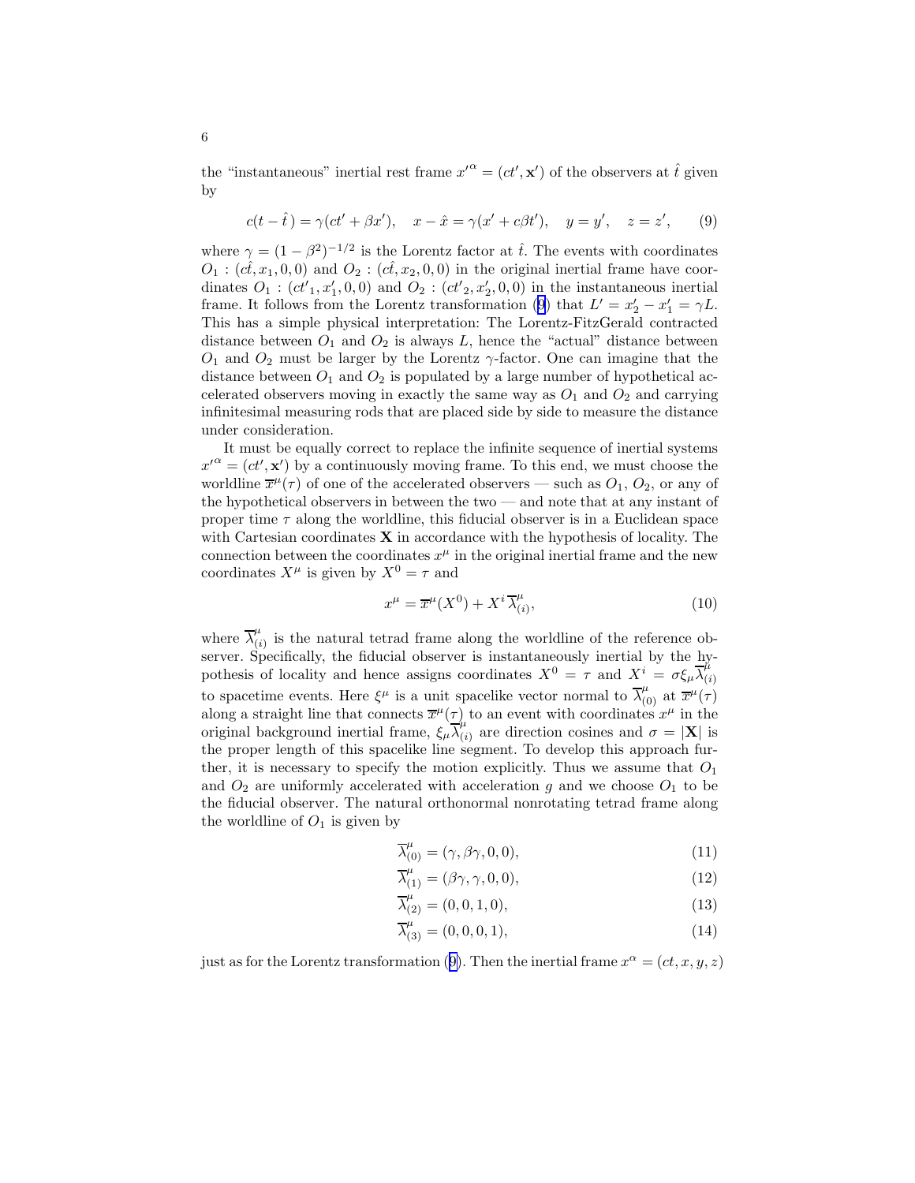the "instantaneous" inertial rest frame $x'^{\alpha} = (ct', \mathbf{x}')$ of the observers at $\hat{t}$ given by

$$c(t - \hat{t}\,) = \gamma(ct' + \beta x'), \quad x - \hat{x} = \gamma(x' + c\beta t'), \quad y = y', \quad z = z', \tag{9}$$

where $\gamma = (1 - \beta^2)^{-1/2}$ is the Lorentz factor at $\hat{t}$. The events with coordinates $O_1 : (c\hat{t}, x_1, 0, 0)$ and $O_2 : (c\hat{t}, x_2, 0, 0)$ in the original inertial frame have coordinates $O_1 : (ct'_1, x'_1, 0, 0)$ and $O_2 : (ct'_2, x'_2, 0, 0)$ in the instantaneous inertial frame. It follows from the Lorentz transformation (9) that $L' = x'_2 - x'_1 = \gamma L$. This has a simple physical interpretation: The Lorentz-FitzGerald contracted distance between $O_1$ and $O_2$ is always $L$, hence the "actual" distance between $O_1$ and $O_2$ must be larger by the Lorentz $\gamma$-factor. One can imagine that the distance between $O_1$ and $O_2$ is populated by a large number of hypothetical accelerated observers moving in exactly the same way as $O_1$ and $O_2$ and carrying infinitesimal measuring rods that are placed side by side to measure the distance under consideration.

It must be equally correct to replace the infinite sequence of inertial systems $x'^{\alpha} = (ct', \mathbf{x}')$ by a continuously moving frame. To this end, we must choose the worldline $\overline{x}^{\mu}(\tau)$ of one of the accelerated observers — such as $O_1$, $O_2$, or any of the hypothetical observers in between the two — and note that at any instant of proper time $\tau$ along the worldline, this fiducial observer is in a Euclidean space with Cartesian coordinates $\mathbf{X}$ in accordance with the hypothesis of locality. The connection between the coordinates $x^{\mu}$ in the original inertial frame and the new coordinates $X^{\mu}$ is given by $X^0 = \tau$ and

$$x^{\mu} = \overline{x}^{\mu}(X^0) + X^i \overline{\lambda}^{\mu}_{(i)}, \tag{10}$$

where $\overline{\lambda}^{\mu}_{(i)}$ is the natural tetrad frame along the worldline of the reference observer. Specifically, the fiducial observer is instantaneously inertial by the hypothesis of locality and hence assigns coordinates $X^0 = \tau$ and $X^i = \sigma \xi_{\mu} \overline{\lambda}^{\mu}_{(i)}$ to spacetime events. Here $\xi^{\mu}$ is a unit spacelike vector normal to $\overline{\lambda}^{\mu}_{(0)}$ at $\overline{x}^{\mu}(\tau)$ along a straight line that connects $\overline{x}^{\mu}(\tau)$ to an event with coordinates $x^{\mu}$ in the original background inertial frame, $\xi_{\mu} \overline{\lambda}^{\mu}_{(i)}$ are direction cosines and $\sigma = |\mathbf{X}|$ is the proper length of this spacelike line segment. To develop this approach further, it is necessary to specify the motion explicitly. Thus we assume that $O_1$ and $O_2$ are uniformly accelerated with acceleration $g$ and we choose $O_1$ to be the fiducial observer. The natural orthonormal nonrotating tetrad frame along the worldline of $O_1$ is given by

$$\overline{\lambda}^{\mu}_{(0)} = (\gamma, \beta\gamma, 0, 0), \tag{11}$$

$$\overline{\lambda}^{\mu}_{(1)} = (\beta\gamma, \gamma, 0, 0), \tag{12}$$

$$\overline{\lambda}^{\mu}_{(2)} = (0, 0, 1, 0), \tag{13}$$

$$\overline{\lambda}^{\mu}_{(3)} = (0, 0, 0, 1), \tag{14}$$

just as for the Lorentz transformation (9). Then the inertial frame $x^{\alpha} = (ct, x, y, z)$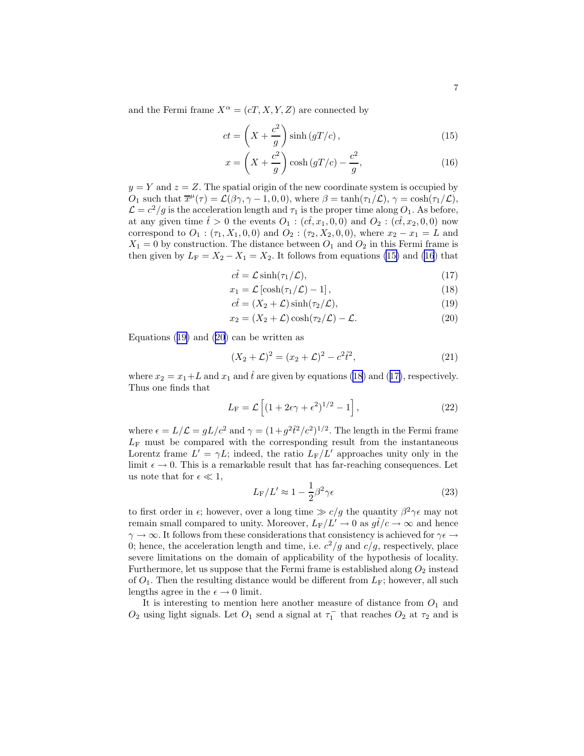and the Fermi frame $X^\alpha = (cT, X, Y, Z)$ are connected by

$$ct = \left(X + \frac{c^2}{g}\right)\sinh\left(gT/c\right), \tag{15}$$

$$x = \left(X + \frac{c^2}{g}\right)\cosh\left(gT/c\right) - \frac{c^2}{g}, \tag{16}$$

$y = Y$ and $z = Z$. The spatial origin of the new coordinate system is occupied by $O_1$ such that $\overline{x}^\mu(\tau) = \mathcal{L}(\beta\gamma, \gamma - 1, 0, 0)$, where $\beta = \tanh(\tau_1/\mathcal{L})$, $\gamma = \cosh(\tau_1/\mathcal{L})$, $\mathcal{L} = c^2/g$ is the acceleration length and $\tau_1$ is the proper time along $O_1$. As before, at any given time $\hat{t} > 0$ the events $O_1 : (c\hat{t}, x_1, 0, 0)$ and $O_2 : (c\hat{t}, x_2, 0, 0)$ now correspond to $O_1 : (\tau_1, X_1, 0, 0)$ and $O_2 : (\tau_2, X_2, 0, 0)$, where $x_2 - x_1 = L$ and $X_1 = 0$ by construction. The distance between $O_1$ and $O_2$ in this Fermi frame is then given by $L_\mathrm{F} = X_2 - X_1 = X_2$. It follows from equations (15) and (16) that

$$c\hat{t} = \mathcal{L}\sinh(\tau_1/\mathcal{L}), \tag{17}$$

$$x_1 = \mathcal{L}\left[\cosh(\tau_1/\mathcal{L}) - 1\right], \tag{18}$$

$$c\hat{t} = (X_2 + \mathcal{L})\sinh(\tau_2/\mathcal{L}), \tag{19}$$

$$x_2 = (X_2 + \mathcal{L})\cosh(\tau_2/\mathcal{L}) - \mathcal{L}. \tag{20}$$

Equations (19) and (20) can be written as

$$(X_2 + \mathcal{L})^2 = (x_2 + \mathcal{L})^2 - c^2\hat{t}^2, \tag{21}$$

where $x_2 = x_1 + L$ and $x_1$ and $\hat{t}$ are given by equations (18) and (17), respectively. Thus one finds that

$$L_\mathrm{F} = \mathcal{L}\left[(1 + 2\epsilon\gamma + \epsilon^2)^{1/2} - 1\right], \tag{22}$$

where $\epsilon = L/\mathcal{L} = gL/c^2$ and $\gamma = (1 + g^2\hat{t}^2/c^2)^{1/2}$. The length in the Fermi frame $L_\mathrm{F}$ must be compared with the corresponding result from the instantaneous Lorentz frame $L' = \gamma L$; indeed, the ratio $L_\mathrm{F}/L'$ approaches unity only in the limit $\epsilon \to 0$. This is a remarkable result that has far-reaching consequences. Let us note that for $\epsilon \ll 1$,

$$L_\mathrm{F}/L' \approx 1 - \frac{1}{2}\beta^2\gamma\epsilon \tag{23}$$

to first order in $\epsilon$; however, over a long time $\gg c/g$ the quantity $\beta^2\gamma\epsilon$ may not remain small compared to unity. Moreover, $L_\mathrm{F}/L' \to 0$ as $g\hat{t}/c \to \infty$ and hence $\gamma \to \infty$. It follows from these considerations that consistency is achieved for $\gamma\epsilon \to 0$; hence, the acceleration length and time, i.e. $c^2/g$ and $c/g$, respectively, place severe limitations on the domain of applicability of the hypothesis of locality. Furthermore, let us suppose that the Fermi frame is established along $O_2$ instead of $O_1$. Then the resulting distance would be different from $L_\mathrm{F}$; however, all such lengths agree in the $\epsilon \to 0$ limit.

It is interesting to mention here another measure of distance from $O_1$ and $O_2$ using light signals. Let $O_1$ send a signal at $\tau_1^-$ that reaches $O_2$ at $\tau_2$ and is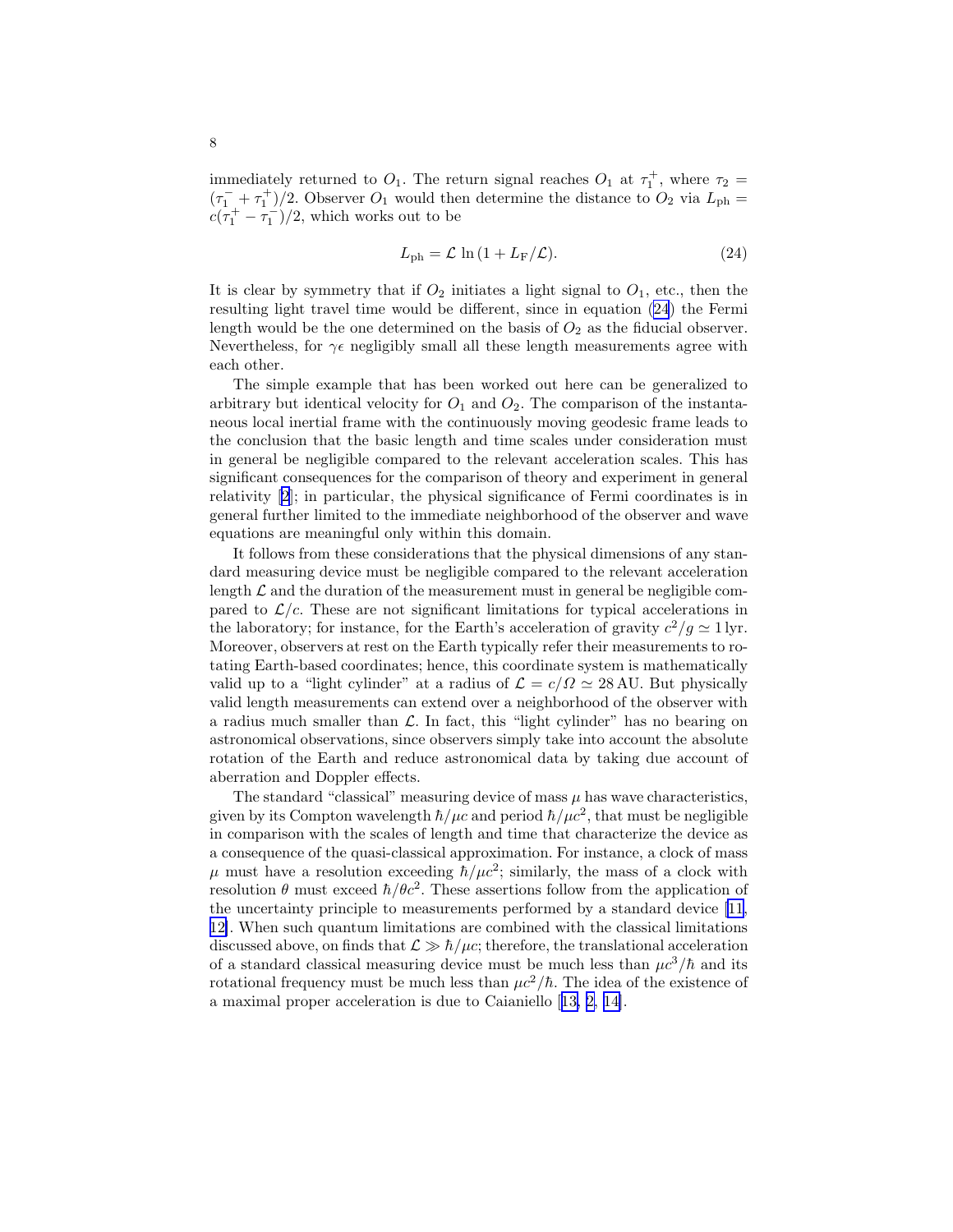immediately returned to $O_1$. The return signal reaches $O_1$ at $\tau_1^+$, where $\tau_2 = (\tau_1^- + \tau_1^+)/2$. Observer $O_1$ would then determine the distance to $O_2$ via $L_{\rm ph} = c(\tau_1^+ - \tau_1^-)/2$, which works out to be

$$L_{\rm ph} = \mathcal{L} \ln (1 + L_{\rm F}/\mathcal{L}). \tag{24}$$

It is clear by symmetry that if $O_2$ initiates a light signal to $O_1$, etc., then the resulting light travel time would be different, since in equation (24) the Fermi length would be the one determined on the basis of $O_2$ as the fiducial observer. Nevertheless, for $\gamma\epsilon$ negligibly small all these length measurements agree with each other.

The simple example that has been worked out here can be generalized to arbitrary but identical velocity for $O_1$ and $O_2$. The comparison of the instantaneous local inertial frame with the continuously moving geodesic frame leads to the conclusion that the basic length and time scales under consideration must in general be negligible compared to the relevant acceleration scales. This has significant consequences for the comparison of theory and experiment in general relativity [2]; in particular, the physical significance of Fermi coordinates is in general further limited to the immediate neighborhood of the observer and wave equations are meaningful only within this domain.

It follows from these considerations that the physical dimensions of any standard measuring device must be negligible compared to the relevant acceleration length $\mathcal{L}$ and the duration of the measurement must in general be negligible compared to $\mathcal{L}/c$. These are not significant limitations for typical accelerations in the laboratory; for instance, for the Earth's acceleration of gravity $c^2/g \simeq 1\,\text{lyr}$. Moreover, observers at rest on the Earth typically refer their measurements to rotating Earth-based coordinates; hence, this coordinate system is mathematically valid up to a "light cylinder" at a radius of $\mathcal{L} = c/\Omega \simeq 28\,\text{AU}$. But physically valid length measurements can extend over a neighborhood of the observer with a radius much smaller than $\mathcal{L}$. In fact, this "light cylinder" has no bearing on astronomical observations, since observers simply take into account the absolute rotation of the Earth and reduce astronomical data by taking due account of aberration and Doppler effects.

The standard "classical" measuring device of mass $\mu$ has wave characteristics, given by its Compton wavelength $\hbar/\mu c$ and period $\hbar/\mu c^2$, that must be negligible in comparison with the scales of length and time that characterize the device as a consequence of the quasi-classical approximation. For instance, a clock of mass $\mu$ must have a resolution exceeding $\hbar/\mu c^2$; similarly, the mass of a clock with resolution $\theta$ must exceed $\hbar/\theta c^2$. These assertions follow from the application of the uncertainty principle to measurements performed by a standard device [11, 12]. When such quantum limitations are combined with the classical limitations discussed above, on finds that $\mathcal{L} \gg \hbar/\mu c$; therefore, the translational acceleration of a standard classical measuring device must be much less than $\mu c^3/\hbar$ and its rotational frequency must be much less than $\mu c^2/\hbar$. The idea of the existence of a maximal proper acceleration is due to Caianiello [13, 2, 14].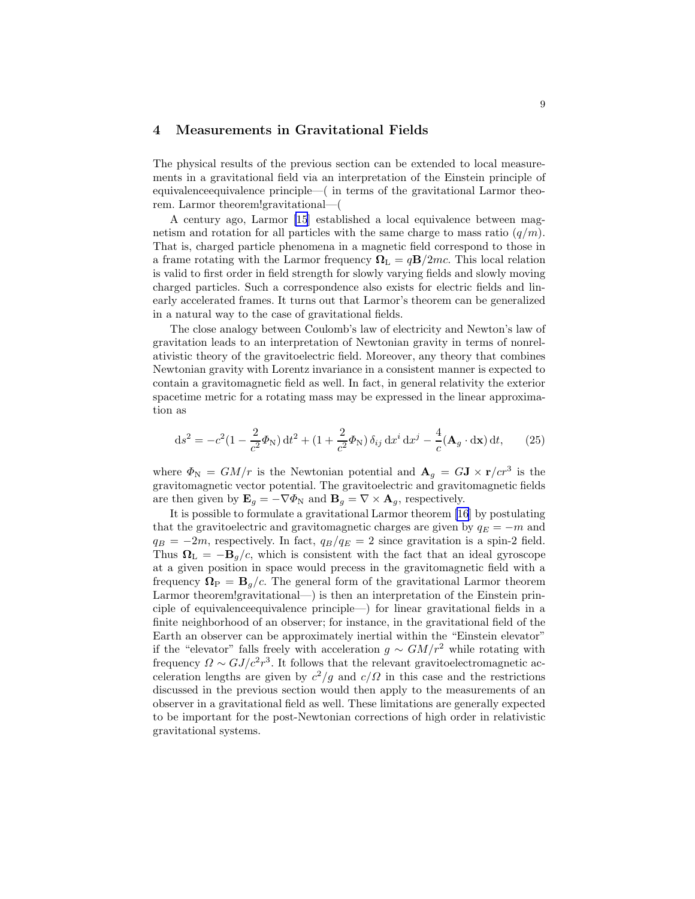## 4 Measurements in Gravitational Fields

The physical results of the previous section can be extended to local measurements in a gravitational field via an interpretation of the Einstein principle of equivalenceequivalence principle—( in terms of the gravitational Larmor theorem. Larmor theorem!gravitational—(

A century ago, Larmor [15] established a local equivalence between magnetism and rotation for all particles with the same charge to mass ratio ($q/m$). That is, charged particle phenomena in a magnetic field correspond to those in a frame rotating with the Larmor frequency $\mathbf{\Omega}_{\rm L} = q\mathbf{B}/2mc$. This local relation is valid to first order in field strength for slowly varying fields and slowly moving charged particles. Such a correspondence also exists for electric fields and linearly accelerated frames. It turns out that Larmor's theorem can be generalized in a natural way to the case of gravitational fields.

The close analogy between Coulomb's law of electricity and Newton's law of gravitation leads to an interpretation of Newtonian gravity in terms of nonrelativistic theory of the gravitoelectric field. Moreover, any theory that combines Newtonian gravity with Lorentz invariance in a consistent manner is expected to contain a gravitomagnetic field as well. In fact, in general relativity the exterior spacetime metric for a rotating mass may be expressed in the linear approximation as

$$\mathrm{d}s^2 = -c^2(1 - \frac{2}{c^2}\Phi_{\rm N})\,\mathrm{d}t^2 + (1 + \frac{2}{c^2}\Phi_{\rm N})\,\delta_{ij}\,\mathrm{d}x^i\,\mathrm{d}x^j - \frac{4}{c}(\mathbf{A}_g \cdot \mathrm{d}\mathbf{x})\,\mathrm{d}t, \qquad (25)$$

where $\Phi_{\rm N} = GM/r$ is the Newtonian potential and $\mathbf{A}_g = G\mathbf{J} \times \mathbf{r}/cr^3$ is the gravitomagnetic vector potential. The gravitoelectric and gravitomagnetic fields are then given by $\mathbf{E}_g = -\nabla\Phi_{\rm N}$ and $\mathbf{B}_g = \nabla \times \mathbf{A}_g$, respectively.

It is possible to formulate a gravitational Larmor theorem [16] by postulating that the gravitoelectric and gravitomagnetic charges are given by $q_E = -m$ and $q_B = -2m$, respectively. In fact, $q_B/q_E = 2$ since gravitation is a spin-2 field. Thus $\mathbf{\Omega}_{\rm L} = -\mathbf{B}_g/c$, which is consistent with the fact that an ideal gyroscope at a given position in space would precess in the gravitomagnetic field with a frequency $\mathbf{\Omega}_{\rm P} = \mathbf{B}_g/c$. The general form of the gravitational Larmor theorem Larmor theorem!gravitational—) is then an interpretation of the Einstein principle of equivalenceequivalence principle—) for linear gravitational fields in a finite neighborhood of an observer; for instance, in the gravitational field of the Earth an observer can be approximately inertial within the "Einstein elevator" if the "elevator" falls freely with acceleration $g \sim GM/r^2$ while rotating with frequency $\Omega \sim GJ/c^2r^3$. It follows that the relevant gravitoelectromagnetic acceleration lengths are given by $c^2/g$ and $c/\Omega$ in this case and the restrictions discussed in the previous section would then apply to the measurements of an observer in a gravitational field as well. These limitations are generally expected to be important for the post-Newtonian corrections of high order in relativistic gravitational systems.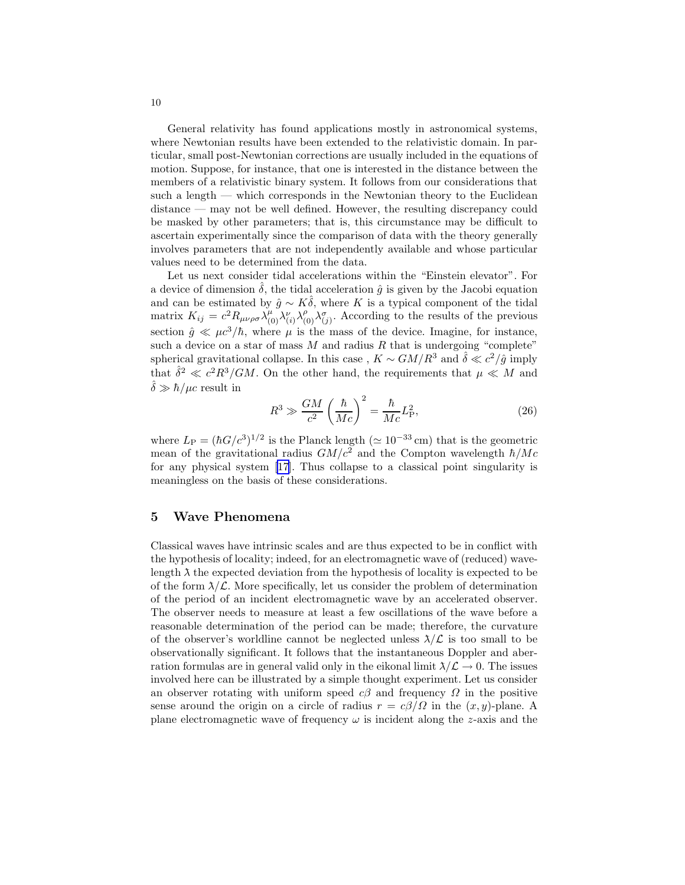General relativity has found applications mostly in astronomical systems, where Newtonian results have been extended to the relativistic domain. In particular, small post-Newtonian corrections are usually included in the equations of motion. Suppose, for instance, that one is interested in the distance between the members of a relativistic binary system. It follows from our considerations that such a length — which corresponds in the Newtonian theory to the Euclidean distance — may not be well defined. However, the resulting discrepancy could be masked by other parameters; that is, this circumstance may be difficult to ascertain experimentally since the comparison of data with the theory generally involves parameters that are not independently available and whose particular values need to be determined from the data.

Let us next consider tidal accelerations within the "Einstein elevator". For a device of dimension $\hat{\delta}$, the tidal acceleration $\hat{g}$ is given by the Jacobi equation and can be estimated by $\hat{g} \sim K\hat{\delta}$, where $K$ is a typical component of the tidal matrix $K_{ij} = c^2 R_{\mu\nu\rho\sigma}\lambda^{\mu}_{(0)}\lambda^{\nu}_{(i)}\lambda^{\rho}_{(0)}\lambda^{\sigma}_{(j)}$. According to the results of the previous section $\hat{g} \ll \mu c^3/\hbar$, where $\mu$ is the mass of the device. Imagine, for instance, such a device on a star of mass $M$ and radius $R$ that is undergoing "complete" spherical gravitational collapse. In this case , $K \sim GM/R^3$ and $\hat{\delta} \ll c^2/\hat{g}$ imply that $\hat{\delta}^2 \ll c^2R^3/GM$. On the other hand, the requirements that $\mu \ll M$ and $\hat{\delta} \gg \hbar/\mu c$ result in

$$R^3 \gg \frac{GM}{c^2}\left(\frac{\hbar}{Mc}\right)^2 = \frac{\hbar}{Mc}L_{\mathrm{P}}^2, \tag{26}$$

where $L_{\mathrm{P}} = (\hbar G/c^3)^{1/2}$ is the Planck length ($\simeq 10^{-33}\,\mathrm{cm}$) that is the geometric mean of the gravitational radius $GM/c^2$ and the Compton wavelength $\hbar/Mc$ for any physical system [17]. Thus collapse to a classical point singularity is meaningless on the basis of these considerations.

## 5 Wave Phenomena

Classical waves have intrinsic scales and are thus expected to be in conflict with the hypothesis of locality; indeed, for an electromagnetic wave of (reduced) wavelength $\lambda\!\!\!^{-}$ the expected deviation from the hypothesis of locality is expected to be of the form $\lambda\!\!\!^{-}/\mathcal{L}$. More specifically, let us consider the problem of determination of the period of an incident electromagnetic wave by an accelerated observer. The observer needs to measure at least a few oscillations of the wave before a reasonable determination of the period can be made; therefore, the curvature of the observer's worldline cannot be neglected unless $\lambda\!\!\!^{-}/\mathcal{L}$ is too small to be observationally significant. It follows that the instantaneous Doppler and aberration formulas are in general valid only in the eikonal limit $\lambda\!\!\!^{-}/\mathcal{L} \to 0$. The issues involved here can be illustrated by a simple thought experiment. Let us consider an observer rotating with uniform speed $c\beta$ and frequency $\Omega$ in the positive sense around the origin on a circle of radius $r = c\beta/\Omega$ in the $(x, y)$-plane. A plane electromagnetic wave of frequency $\omega$ is incident along the $z$-axis and the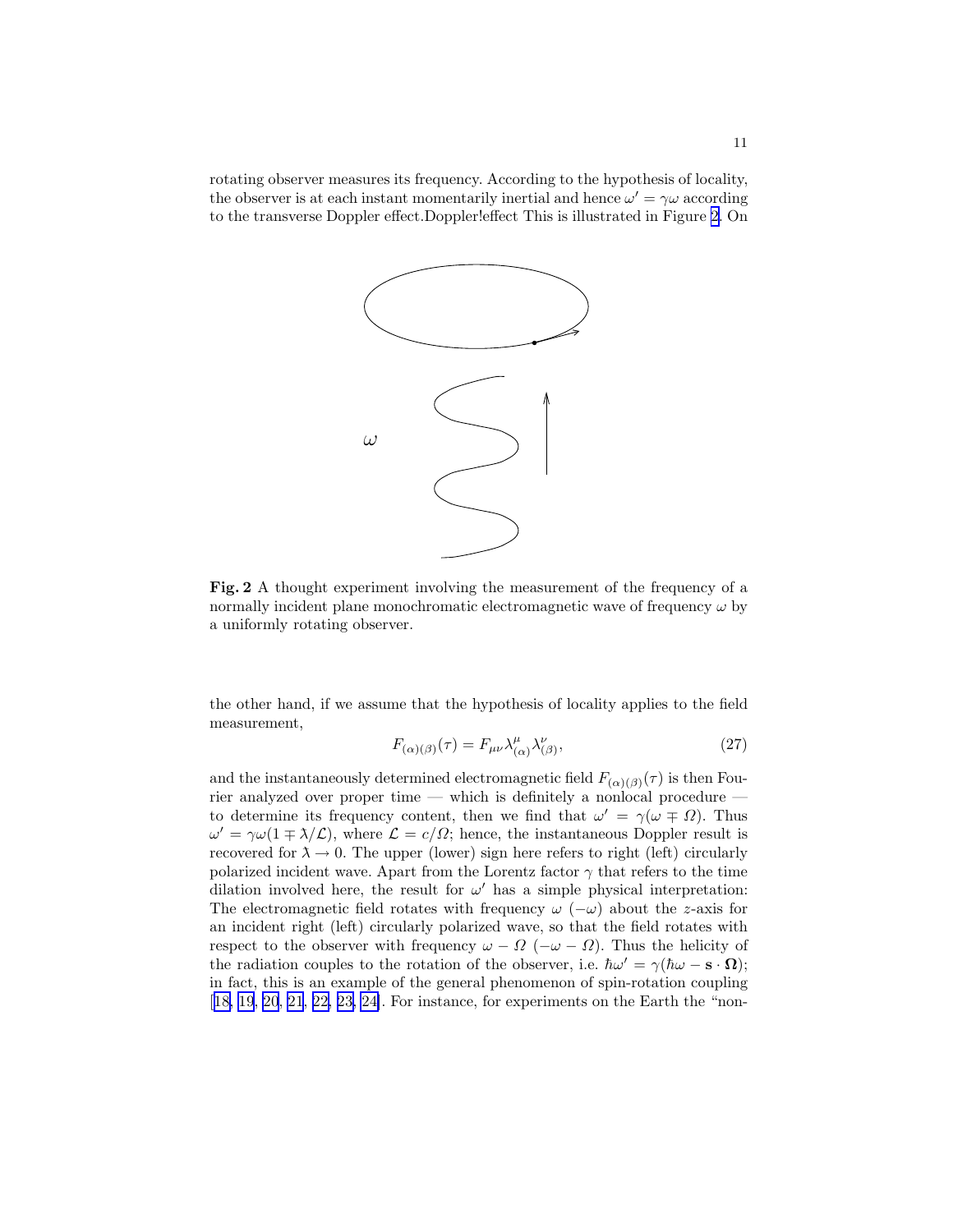rotating observer measures its frequency. According to the hypothesis of locality, the observer is at each instant momentarily inertial and hence $\omega' = \gamma\omega$ according to the transverse Doppler effect.Doppler!effect This is illustrated in Figure 2. On

**Fig. 2** A thought experiment involving the measurement of the frequency of a normally incident plane monochromatic electromagnetic wave of frequency $\omega$ by a uniformly rotating observer.

the other hand, if we assume that the hypothesis of locality applies to the field measurement,

$$F_{(\alpha)(\beta)}(\tau) = F_{\mu\nu}\lambda^{\mu}_{(\alpha)}\lambda^{\nu}_{(\beta)}, \tag{27}$$

and the instantaneously determined electromagnetic field $F_{(\alpha)(\beta)}(\tau)$ is then Fourier analyzed over proper time — which is definitely a nonlocal procedure — to determine its frequency content, then we find that $\omega' = \gamma(\omega \mp \Omega)$. Thus $\omega' = \gamma\omega(1 \mp \lambda\!\!\!^{-}/\mathcal{L})$, where $\mathcal{L} = c/\Omega$; hence, the instantaneous Doppler result is recovered for $\lambda\!\!\!^{-} \to 0$. The upper (lower) sign here refers to right (left) circularly polarized incident wave. Apart from the Lorentz factor $\gamma$ that refers to the time dilation involved here, the result for $\omega'$ has a simple physical interpretation: The electromagnetic field rotates with frequency $\omega$ $(-\omega)$ about the $z$-axis for an incident right (left) circularly polarized wave, so that the field rotates with respect to the observer with frequency $\omega - \Omega$ $(-\omega - \Omega)$. Thus the helicity of the radiation couples to the rotation of the observer, i.e. $\hbar\omega' = \gamma(\hbar\omega - \mathbf{s}\cdot\boldsymbol{\Omega})$; in fact, this is an example of the general phenomenon of spin-rotation coupling [18, 19, 20, 21, 22, 23, 24]. For instance, for experiments on the Earth the "non-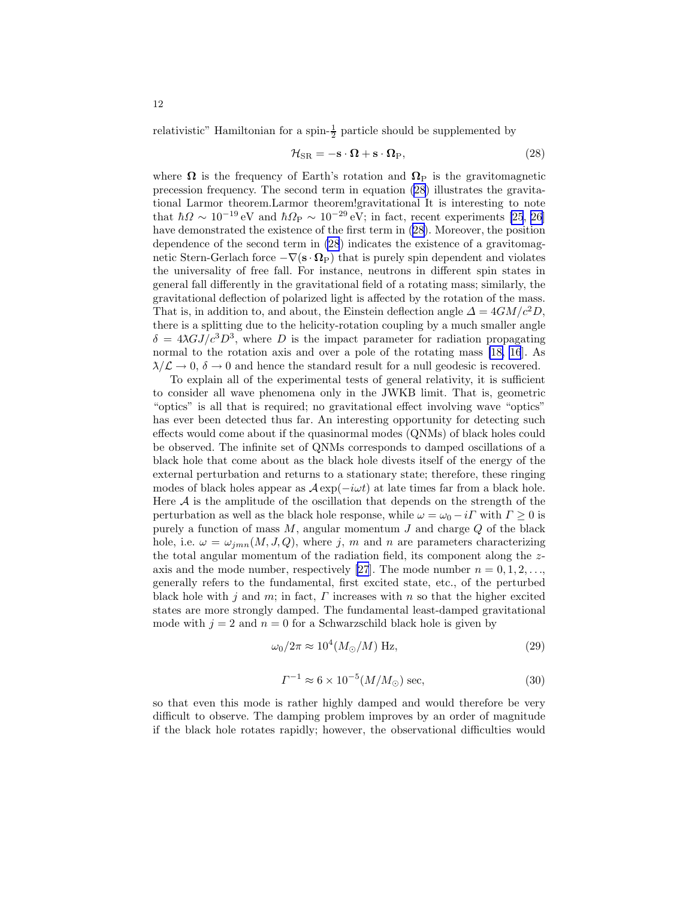relativistic" Hamiltonian for a spin-$\frac{1}{2}$ particle should be supplemented by

$$\mathcal{H}_{\rm SR} = -\mathbf{s} \cdot \boldsymbol{\Omega} + \mathbf{s} \cdot \boldsymbol{\Omega}_{\rm P}, \tag{28}$$

where $\boldsymbol{\Omega}$ is the frequency of Earth's rotation and $\boldsymbol{\Omega}_{\rm P}$ is the gravitomagnetic precession frequency. The second term in equation (28) illustrates the gravitational Larmor theorem.Larmor theorem!gravitational It is interesting to note that $\hbar\Omega \sim 10^{-19}\,\mathrm{eV}$ and $\hbar\Omega_{\rm P} \sim 10^{-29}\,\mathrm{eV}$; in fact, recent experiments [25, 26] have demonstrated the existence of the first term in (28). Moreover, the position dependence of the second term in (28) indicates the existence of a gravitomagnetic Stern-Gerlach force $-\nabla(\mathbf{s} \cdot \boldsymbol{\Omega}_{\rm P})$ that is purely spin dependent and violates the universality of free fall. For instance, neutrons in different spin states in general fall differently in the gravitational field of a rotating mass; similarly, the gravitational deflection of polarized light is affected by the rotation of the mass. That is, in addition to, and about, the Einstein deflection angle $\Delta = 4GM/c^2D$, there is a splitting due to the helicity-rotation coupling by a much smaller angle $\delta = 4\lambda GJ/c^3D^3$, where $D$ is the impact parameter for radiation propagating normal to the rotation axis and over a pole of the rotating mass [18, 16]. As $\lambda/\mathcal{L} \to 0$, $\delta \to 0$ and hence the standard result for a null geodesic is recovered.

To explain all of the experimental tests of general relativity, it is sufficient to consider all wave phenomena only in the JWKB limit. That is, geometric "optics" is all that is required; no gravitational effect involving wave "optics" has ever been detected thus far. An interesting opportunity for detecting such effects would come about if the quasinormal modes (QNMs) of black holes could be observed. The infinite set of QNMs corresponds to damped oscillations of a black hole that come about as the black hole divests itself of the energy of the external perturbation and returns to a stationary state; therefore, these ringing modes of black holes appear as $\mathcal{A}\exp(-i\omega t)$ at late times far from a black hole. Here $\mathcal{A}$ is the amplitude of the oscillation that depends on the strength of the perturbation as well as the black hole response, while $\omega = \omega_0 - i\Gamma$ with $\Gamma \geq 0$ is purely a function of mass $M$, angular momentum $J$ and charge $Q$ of the black hole, i.e. $\omega = \omega_{jmn}(M, J, Q)$, where $j$, $m$ and $n$ are parameters characterizing the total angular momentum of the radiation field, its component along the $z$-axis and the mode number, respectively [27]. The mode number $n = 0, 1, 2, \ldots$, generally refers to the fundamental, first excited state, etc., of the perturbed black hole with $j$ and $m$; in fact, $\Gamma$ increases with $n$ so that the higher excited states are more strongly damped. The fundamental least-damped gravitational mode with $j = 2$ and $n = 0$ for a Schwarzschild black hole is given by

$$\omega_0/2\pi \approx 10^4(M_\odot/M)\ \mathrm{Hz}, \tag{29}$$

$$\Gamma^{-1} \approx 6 \times 10^{-5}(M/M_\odot)\ \mathrm{sec}, \tag{30}$$

so that even this mode is rather highly damped and would therefore be very difficult to observe. The damping problem improves by an order of magnitude if the black hole rotates rapidly; however, the observational difficulties would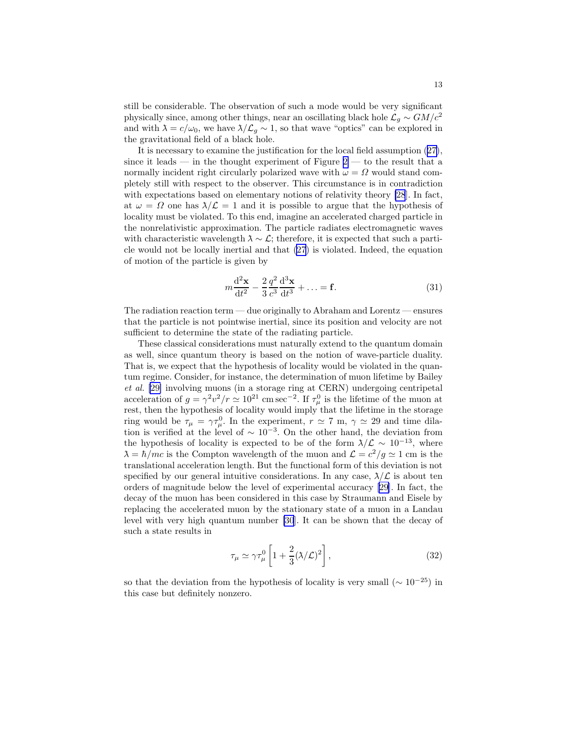still be considerable. The observation of such a mode would be very significant physically since, among other things, near an oscillating black hole $\mathcal{L}_g \sim GM/c^2$ and with $\lambda\!\!\!^{-} = c/\omega_0$, we have $\lambda\!\!\!^{-}/\mathcal{L}_g \sim 1$, so that wave "optics" can be explored in the gravitational field of a black hole.

It is necessary to examine the justification for the local field assumption (27), since it leads — in the thought experiment of Figure 2 — to the result that a normally incident right circularly polarized wave with $\omega = \Omega$ would stand completely still with respect to the observer. This circumstance is in contradiction with expectations based on elementary notions of relativity theory [28]. In fact, at $\omega = \Omega$ one has $\lambda\!\!\!^{-}/\mathcal{L} = 1$ and it is possible to argue that the hypothesis of locality must be violated. To this end, imagine an accelerated charged particle in the nonrelativistic approximation. The particle radiates electromagnetic waves with characteristic wavelength $\lambda\!\!\!^{-} \sim \mathcal{L}$; therefore, it is expected that such a particle would not be locally inertial and that (27) is violated. Indeed, the equation of motion of the particle is given by

$$m\frac{\mathrm{d}^2\mathbf{x}}{\mathrm{d}t^2} - \frac{2}{3}\frac{q^2}{c^3}\frac{\mathrm{d}^3\mathbf{x}}{\mathrm{d}t^3} + \ldots = \mathbf{f}. \tag{31}$$

The radiation reaction term — due originally to Abraham and Lorentz — ensures that the particle is not pointwise inertial, since its position and velocity are not sufficient to determine the state of the radiating particle.

These classical considerations must naturally extend to the quantum domain as well, since quantum theory is based on the notion of wave-particle duality. That is, we expect that the hypothesis of locality would be violated in the quantum regime. Consider, for instance, the determination of muon lifetime by Bailey *et al.* [29] involving muons (in a storage ring at CERN) undergoing centripetal acceleration of $g = \gamma^2 v^2/r \simeq 10^{21}\ \mathrm{cm\,sec^{-2}}$. If $\tau_\mu^0$ is the lifetime of the muon at rest, then the hypothesis of locality would imply that the lifetime in the storage ring would be $\tau_\mu = \gamma\tau_\mu^0$. In the experiment, $r \simeq 7$ m, $\gamma \simeq 29$ and time dilation is verified at the level of $\sim 10^{-3}$. On the other hand, the deviation from the hypothesis of locality is expected to be of the form $\lambda\!\!\!^{-}/\mathcal{L} \sim 10^{-13}$, where $\lambda\!\!\!^{-} = \hbar/mc$ is the Compton wavelength of the muon and $\mathcal{L} = c^2/g \simeq 1$ cm is the translational acceleration length. But the functional form of this deviation is not specified by our general intuitive considerations. In any case, $\lambda\!\!\!^{-}/\mathcal{L}$ is about ten orders of magnitude below the level of experimental accuracy [29]. In fact, the decay of the muon has been considered in this case by Straumann and Eisele by replacing the accelerated muon by the stationary state of a muon in a Landau level with very high quantum number [30]. It can be shown that the decay of such a state results in

$$\tau_\mu \simeq \gamma\tau_\mu^0\left[1 + \frac{2}{3}(\lambda\!\!\!^{-}/\mathcal{L})^2\right], \tag{32}$$

so that the deviation from the hypothesis of locality is very small ($\sim 10^{-25}$) in this case but definitely nonzero.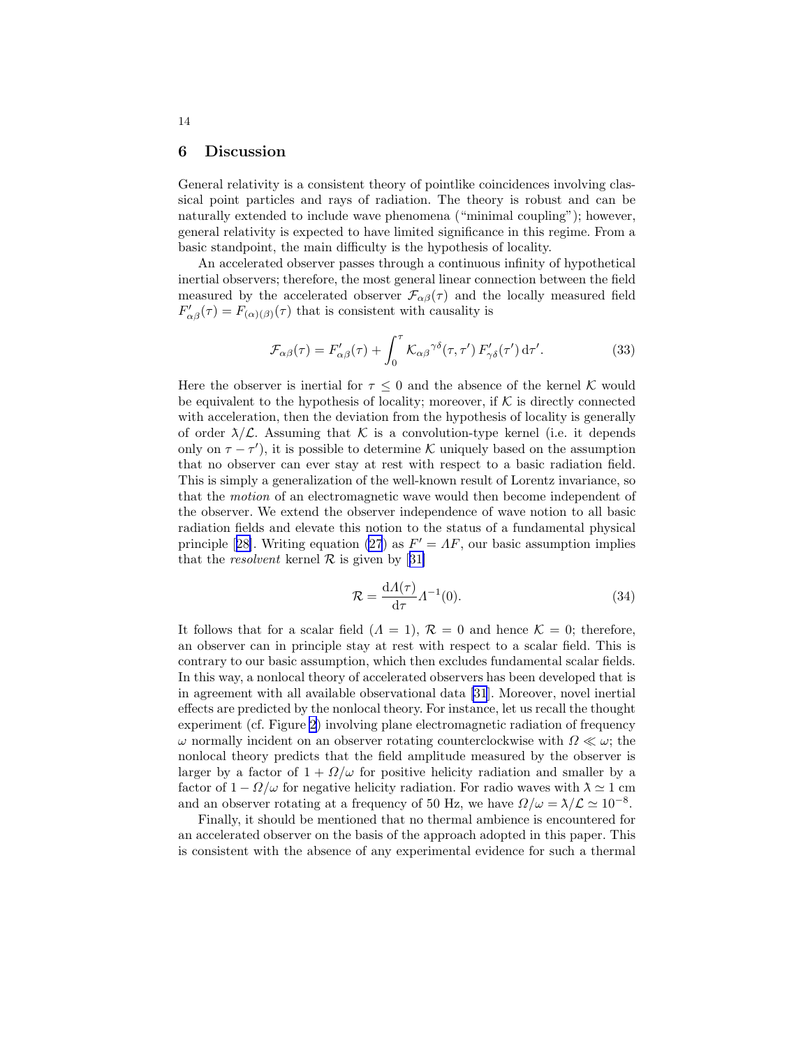## 6 Discussion

General relativity is a consistent theory of pointlike coincidences involving classical point particles and rays of radiation. The theory is robust and can be naturally extended to include wave phenomena ("minimal coupling"); however, general relativity is expected to have limited significance in this regime. From a basic standpoint, the main difficulty is the hypothesis of locality.

An accelerated observer passes through a continuous infinity of hypothetical inertial observers; therefore, the most general linear connection between the field measured by the accelerated observer $\mathcal{F}_{\alpha\beta}(\tau)$ and the locally measured field $F'_{\alpha\beta}(\tau) = F_{(\alpha)(\beta)}(\tau)$ that is consistent with causality is

$$\mathcal{F}_{\alpha\beta}(\tau) = F'_{\alpha\beta}(\tau) + \int_0^\tau \mathcal{K}_{\alpha\beta}{}^{\gamma\delta}(\tau, \tau')\, F'_{\gamma\delta}(\tau')\, \mathrm{d}\tau'. \tag{33}$$

Here the observer is inertial for $\tau \leq 0$ and the absence of the kernel $\mathcal{K}$ would be equivalent to the hypothesis of locality; moreover, if $\mathcal{K}$ is directly connected with acceleration, then the deviation from the hypothesis of locality is generally of order $\lambda/\mathcal{L}$. Assuming that $\mathcal{K}$ is a convolution-type kernel (i.e. it depends only on $\tau - \tau'$), it is possible to determine $\mathcal{K}$ uniquely based on the assumption that no observer can ever stay at rest with respect to a basic radiation field. This is simply a generalization of the well-known result of Lorentz invariance, so that the *motion* of an electromagnetic wave would then become independent of the observer. We extend the observer independence of wave notion to all basic radiation fields and elevate this notion to the status of a fundamental physical principle [28]. Writing equation (27) as $F' = \Lambda F$, our basic assumption implies that the *resolvent* kernel $\mathcal{R}$ is given by [31]

$$\mathcal{R} = \frac{\mathrm{d}\Lambda(\tau)}{\mathrm{d}\tau} \Lambda^{-1}(0). \tag{34}$$

It follows that for a scalar field ($\Lambda = 1$), $\mathcal{R} = 0$ and hence $\mathcal{K} = 0$; therefore, an observer can in principle stay at rest with respect to a scalar field. This is contrary to our basic assumption, which then excludes fundamental scalar fields. In this way, a nonlocal theory of accelerated observers has been developed that is in agreement with all available observational data [31]. Moreover, novel inertial effects are predicted by the nonlocal theory. For instance, let us recall the thought experiment (cf. Figure 2) involving plane electromagnetic radiation of frequency $\omega$ normally incident on an observer rotating counterclockwise with $\Omega \ll \omega$; the nonlocal theory predicts that the field amplitude measured by the observer is larger by a factor of $1 + \Omega/\omega$ for positive helicity radiation and smaller by a factor of $1 - \Omega/\omega$ for negative helicity radiation. For radio waves with $\lambda \simeq 1$ cm and an observer rotating at a frequency of 50 Hz, we have $\Omega/\omega = \lambda/\mathcal{L} \simeq 10^{-8}$.

Finally, it should be mentioned that no thermal ambience is encountered for an accelerated observer on the basis of the approach adopted in this paper. This is consistent with the absence of any experimental evidence for such a thermal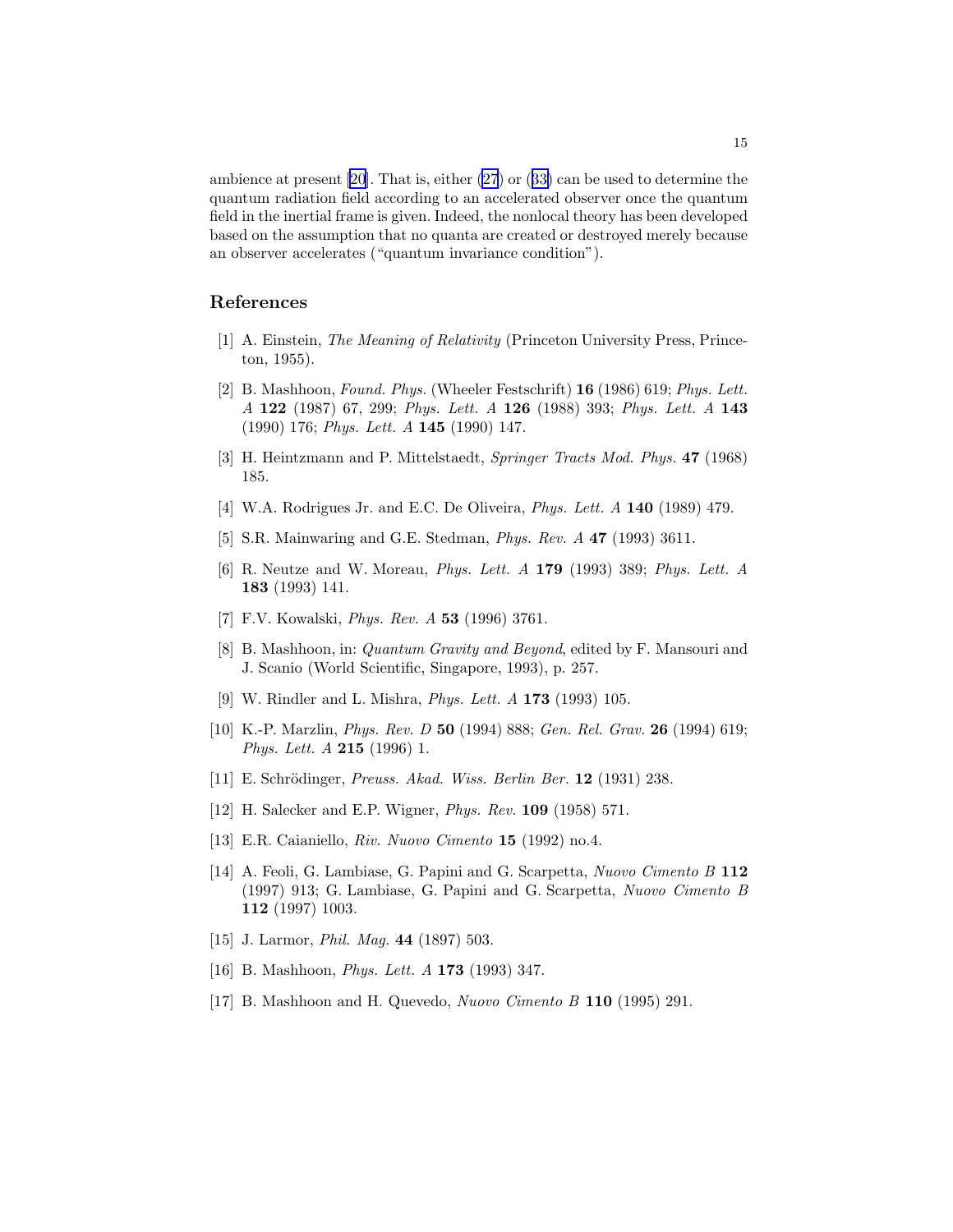ambience at present [20]. That is, either (27) or (33) can be used to determine the quantum radiation field according to an accelerated observer once the quantum field in the inertial frame is given. Indeed, the nonlocal theory has been developed based on the assumption that no quanta are created or destroyed merely because an observer accelerates ("quantum invariance condition").

## References

[1] A. Einstein, *The Meaning of Relativity* (Princeton University Press, Princeton, 1955).

[2] B. Mashhoon, *Found. Phys.* (Wheeler Festschrift) **16** (1986) 619; *Phys. Lett. A* **122** (1987) 67, 299; *Phys. Lett. A* **126** (1988) 393; *Phys. Lett. A* **143** (1990) 176; *Phys. Lett. A* **145** (1990) 147.

[3] H. Heintzmann and P. Mittelstaedt, *Springer Tracts Mod. Phys.* **47** (1968) 185.

[4] W.A. Rodrigues Jr. and E.C. De Oliveira, *Phys. Lett. A* **140** (1989) 479.

[5] S.R. Mainwaring and G.E. Stedman, *Phys. Rev. A* **47** (1993) 3611.

[6] R. Neutze and W. Moreau, *Phys. Lett. A* **179** (1993) 389; *Phys. Lett. A* **183** (1993) 141.

[7] F.V. Kowalski, *Phys. Rev. A* **53** (1996) 3761.

[8] B. Mashhoon, in: *Quantum Gravity and Beyond*, edited by F. Mansouri and J. Scanio (World Scientific, Singapore, 1993), p. 257.

[9] W. Rindler and L. Mishra, *Phys. Lett. A* **173** (1993) 105.

[10] K.-P. Marzlin, *Phys. Rev. D* **50** (1994) 888; *Gen. Rel. Grav.* **26** (1994) 619; *Phys. Lett. A* **215** (1996) 1.

[11] E. Schrödinger, *Preuss. Akad. Wiss. Berlin Ber.* **12** (1931) 238.

[12] H. Salecker and E.P. Wigner, *Phys. Rev.* **109** (1958) 571.

[13] E.R. Caianiello, *Riv. Nuovo Cimento* **15** (1992) no.4.

[14] A. Feoli, G. Lambiase, G. Papini and G. Scarpetta, *Nuovo Cimento B* **112** (1997) 913; G. Lambiase, G. Papini and G. Scarpetta, *Nuovo Cimento B* **112** (1997) 1003.

[15] J. Larmor, *Phil. Mag.* **44** (1897) 503.

[16] B. Mashhoon, *Phys. Lett. A* **173** (1993) 347.

[17] B. Mashhoon and H. Quevedo, *Nuovo Cimento B* **110** (1995) 291.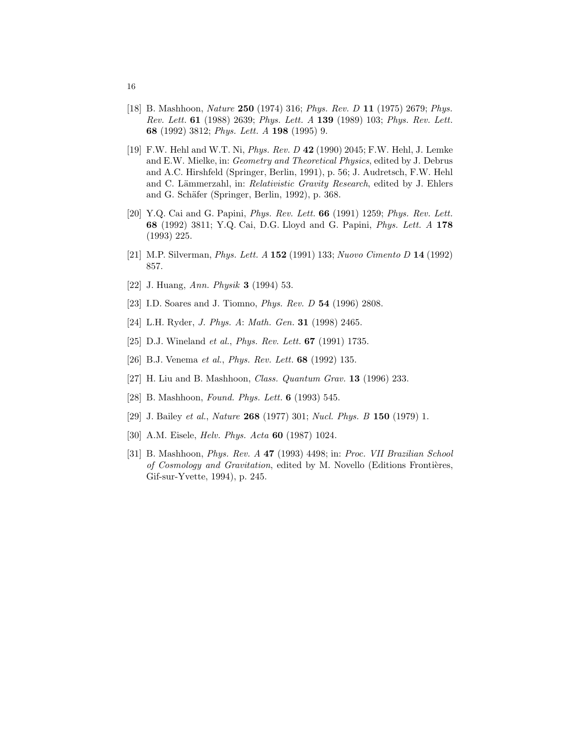[18] B. Mashhoon, *Nature* **250** (1974) 316; *Phys. Rev. D* **11** (1975) 2679; *Phys. Rev. Lett.* **61** (1988) 2639; *Phys. Lett. A* **139** (1989) 103; *Phys. Rev. Lett.* **68** (1992) 3812; *Phys. Lett. A* **198** (1995) 9.

[19] F.W. Hehl and W.T. Ni, *Phys. Rev. D* **42** (1990) 2045; F.W. Hehl, J. Lemke and E.W. Mielke, in: *Geometry and Theoretical Physics*, edited by J. Debrus and A.C. Hirshfeld (Springer, Berlin, 1991), p. 56; J. Audretsch, F.W. Hehl and C. Lämmerzahl, in: *Relativistic Gravity Research*, edited by J. Ehlers and G. Schäfer (Springer, Berlin, 1992), p. 368.

[20] Y.Q. Cai and G. Papini, *Phys. Rev. Lett.* **66** (1991) 1259; *Phys. Rev. Lett.* **68** (1992) 3811; Y.Q. Cai, D.G. Lloyd and G. Papini, *Phys. Lett. A* **178** (1993) 225.

[21] M.P. Silverman, *Phys. Lett. A* **152** (1991) 133; *Nuovo Cimento D* **14** (1992) 857.

[22] J. Huang, *Ann. Physik* **3** (1994) 53.

[23] I.D. Soares and J. Tiomno, *Phys. Rev. D* **54** (1996) 2808.

[24] L.H. Ryder, *J. Phys. A*: *Math. Gen.* **31** (1998) 2465.

[25] D.J. Wineland *et al.*, *Phys. Rev. Lett.* **67** (1991) 1735.

[26] B.J. Venema *et al.*, *Phys. Rev. Lett.* **68** (1992) 135.

[27] H. Liu and B. Mashhoon, *Class. Quantum Grav.* **13** (1996) 233.

[28] B. Mashhoon, *Found. Phys. Lett.* **6** (1993) 545.

[29] J. Bailey *et al.*, *Nature* **268** (1977) 301; *Nucl. Phys. B* **150** (1979) 1.

[30] A.M. Eisele, *Helv. Phys. Acta* **60** (1987) 1024.

[31] B. Mashhoon, *Phys. Rev. A* **47** (1993) 4498; in: *Proc. VII Brazilian School of Cosmology and Gravitation*, edited by M. Novello (Editions Frontières, Gif-sur-Yvette, 1994), p. 245.